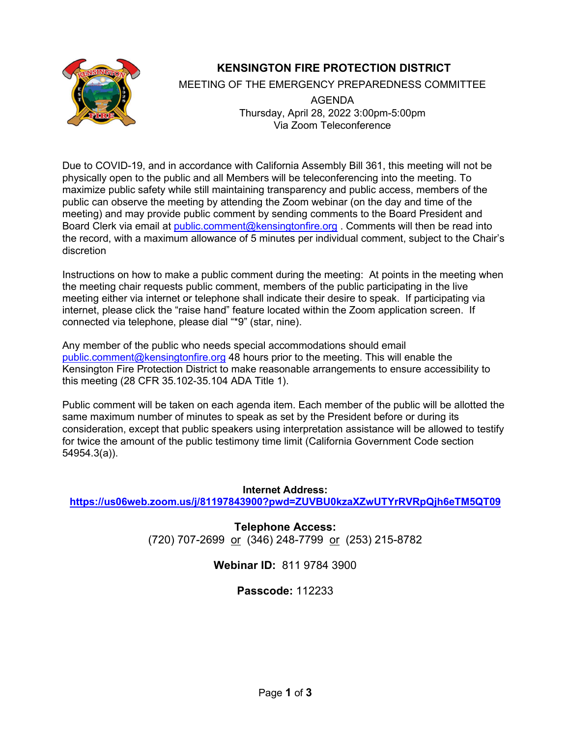# KENSINGTON FIRE PROTECTION DISTRICT

MEETING OF THE EMERGENCY PREPAREDNESS COMMITTEE

AGENDA

Thursday, April 28, 2022 3:00pm-5:00pm

Via Zoom Teleconference

Due to COVID-19, and in accordance with California Assembly Bill 361, this meeting will not be physically open to the public and all Members will be teleconferencing into the meeting. To maximize public safety while still maintaining transparency and public access, members of the public can observe the meeting by attending the Zoom webinar (on the day and time of the meeting) and may provide public comment by sending comments to the Board President and Board Clerk via email at public.comment@kensingtonfire.org . Comments will then be read into the record, with a maximum allowance of 5 minutes per individual comment, subject to the Chair's discretion

Instructions on how to make a public comment during the meeting: At points in the meeting when the meeting chair requests public comment, members of the public participating in the live meeting either via internet or telephone shall indicate their desire to speak. If participating via internet, please click the "raise hand" feature located within the Zoom application screen. If connected via telephone, please dial "*9" (star, nine).

Any member of the public who needs special accommodations should email public.comment@kensingtonfire.org 48 hours prior to the meeting. This will enable the Kensington Fire Protection District to make reasonable arrangements to ensure accessibility to this meeting (28 CFR 35.102-35.104 ADA Title 1).

Public comment will be taken on each agenda item. Each member of the public will be allotted the same maximum number of minutes to speak as set by the President before or during its consideration, except that public speakers using interpretation assistance will be allowed to testify for twice the amount of the public testimony limit (California Government Code section 54954.3(a)).

**Internet Address:**
**https://us06web.zoom.us/j/81197843900?pwd=ZUVBU0kzaXZwUTYrRVRpQjh6eTM5QT09**

**Telephone Access:**
(720) 707-2699 or (346) 248-7799 or (253) 215-8782

**Webinar ID:** 811 9784 3900

**Passcode:** 112233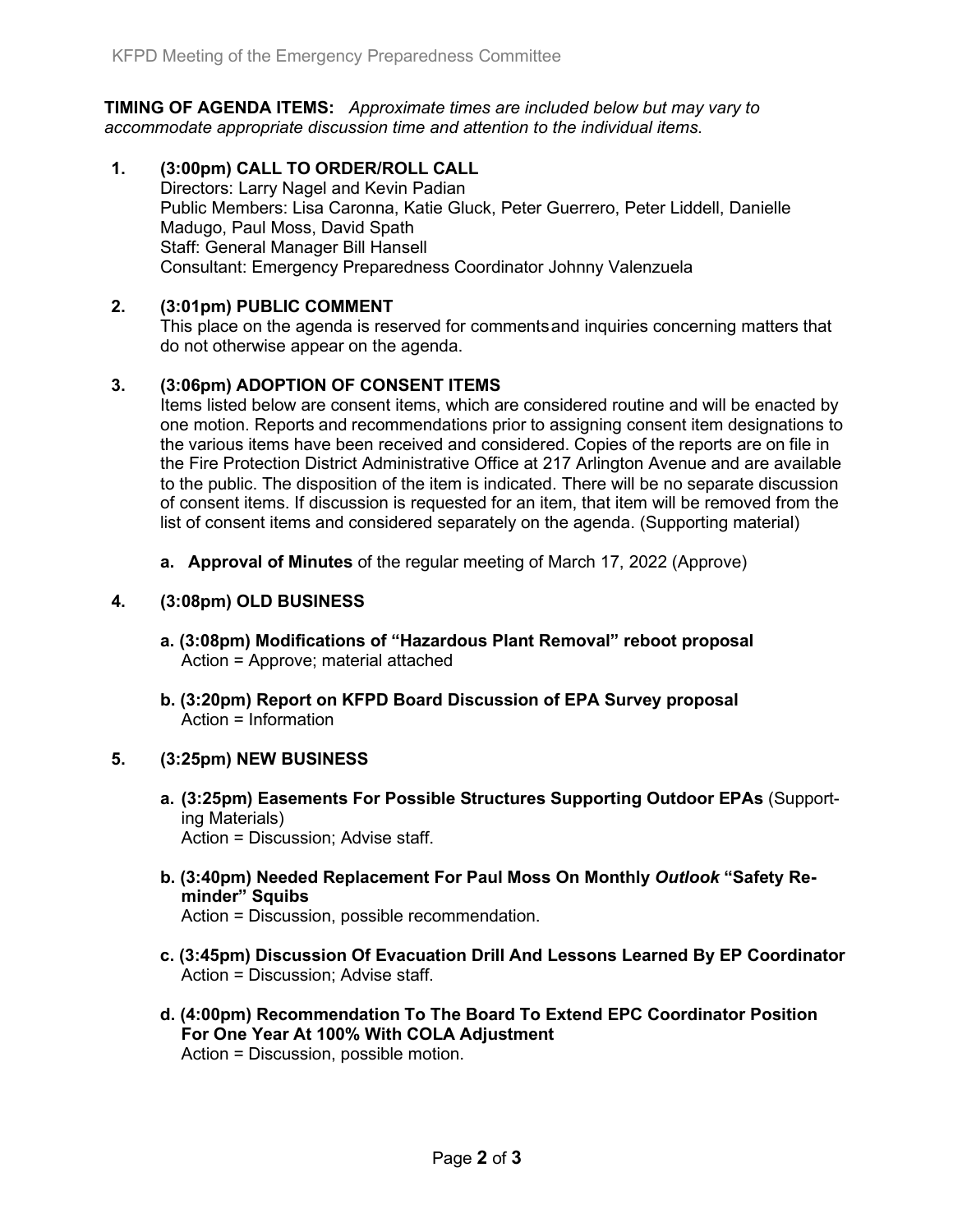**TIMING OF AGENDA ITEMS:** *Approximate times are included below but may vary to accommodate appropriate discussion time and attention to the individual items.*

1. **(3:00pm) CALL TO ORDER/ROLL CALL**
   Directors: Larry Nagel and Kevin Padian
   Public Members: Lisa Caronna, Katie Gluck, Peter Guerrero, Peter Liddell, Danielle Madugo, Paul Moss, David Spath
   Staff: General Manager Bill Hansell
   Consultant: Emergency Preparedness Coordinator Johnny Valenzuela

2. **(3:01pm) PUBLIC COMMENT**
   This place on the agenda is reserved for comments and inquiries concerning matters that do not otherwise appear on the agenda.

3. **(3:06pm) ADOPTION OF CONSENT ITEMS**
   Items listed below are consent items, which are considered routine and will be enacted by one motion. Reports and recommendations prior to assigning consent item designations to the various items have been received and considered. Copies of the reports are on file in the Fire Protection District Administrative Office at 217 Arlington Avenue and are available to the public. The disposition of the item is indicated. There will be no separate discussion of consent items. If discussion is requested for an item, that item will be removed from the list of consent items and considered separately on the agenda. (Supporting material)

   a. **Approval of Minutes** of the regular meeting of March 17, 2022 (Approve)

4. **(3:08pm) OLD BUSINESS**

   a. **(3:08pm) Modifications of "Hazardous Plant Removal" reboot proposal**
      Action = Approve; material attached

   b. **(3:20pm) Report on KFPD Board Discussion of EPA Survey proposal**
      Action = Information

5. **(3:25pm) NEW BUSINESS**

   a. **(3:25pm) Easements For Possible Structures Supporting Outdoor EPAs** (Supporting Materials)
      Action = Discussion; Advise staff.

   b. **(3:40pm) Needed Replacement For Paul Moss On Monthly *Outlook* "Safety Reminder" Squibs**
      Action = Discussion, possible recommendation.

   c. **(3:45pm) Discussion Of Evacuation Drill And Lessons Learned By EP Coordinator**
      Action = Discussion; Advise staff.

   d. **(4:00pm) Recommendation To The Board To Extend EPC Coordinator Position For One Year At 100% With COLA Adjustment**
      Action = Discussion, possible motion.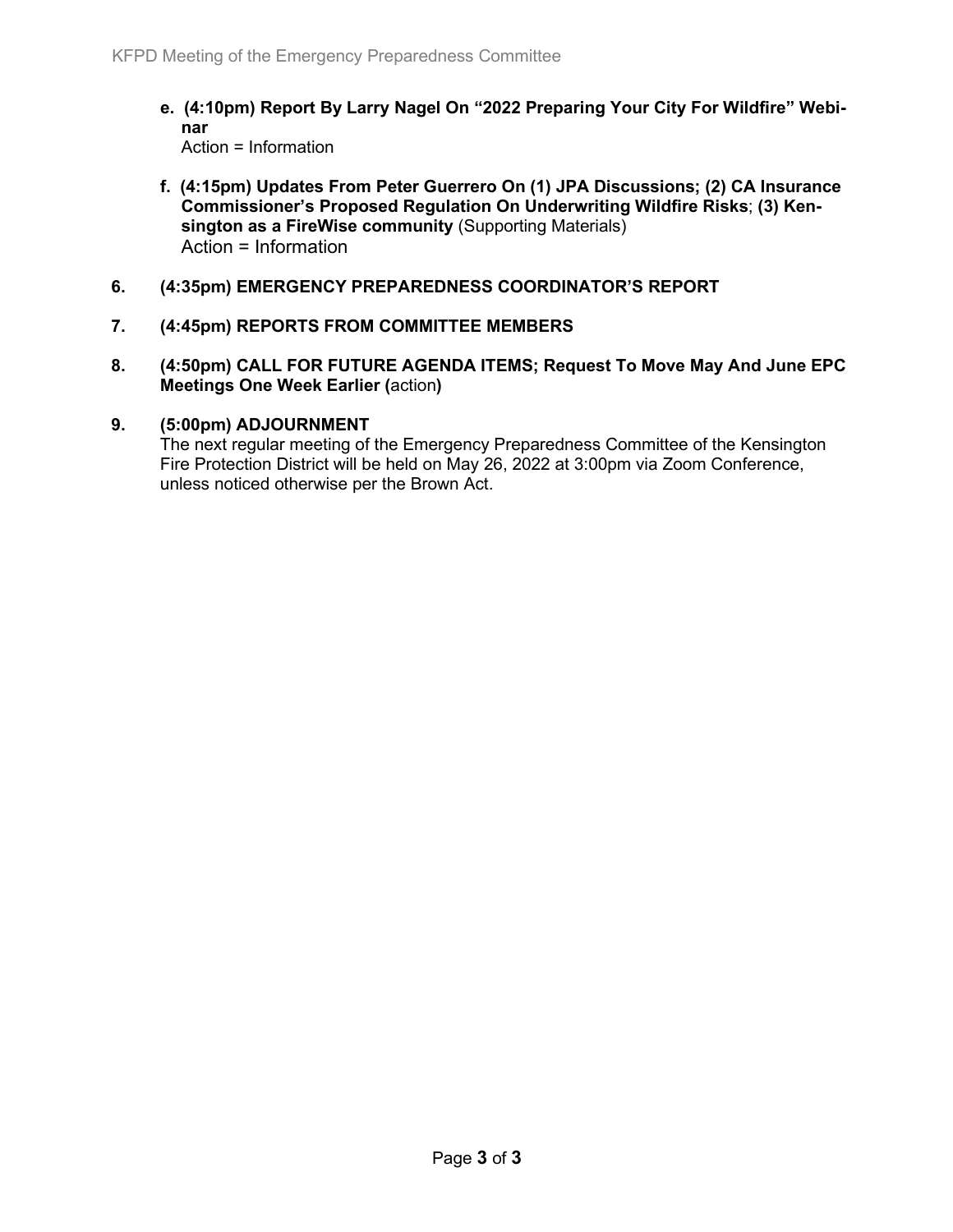e. **(4:10pm) Report By Larry Nagel On "2022 Preparing Your City For Wildfire" Webinar**
   Action = Information

f. **(4:15pm) Updates From Peter Guerrero On (1) JPA Discussions; (2) CA Insurance Commissioner's Proposed Regulation On Underwriting Wildfire Risks**; **(3) Kensington as a FireWise community** (Supporting Materials)
   Action = Information

**6. (4:35pm) EMERGENCY PREPAREDNESS COORDINATOR'S REPORT**

**7. (4:45pm) REPORTS FROM COMMITTEE MEMBERS**

**8. (4:50pm) CALL FOR FUTURE AGENDA ITEMS; Request To Move May And June EPC Meetings One Week Earlier (**action**)**

**9. (5:00pm) ADJOURNMENT**

The next regular meeting of the Emergency Preparedness Committee of the Kensington Fire Protection District will be held on May 26, 2022 at 3:00pm via Zoom Conference, unless noticed otherwise per the Brown Act.